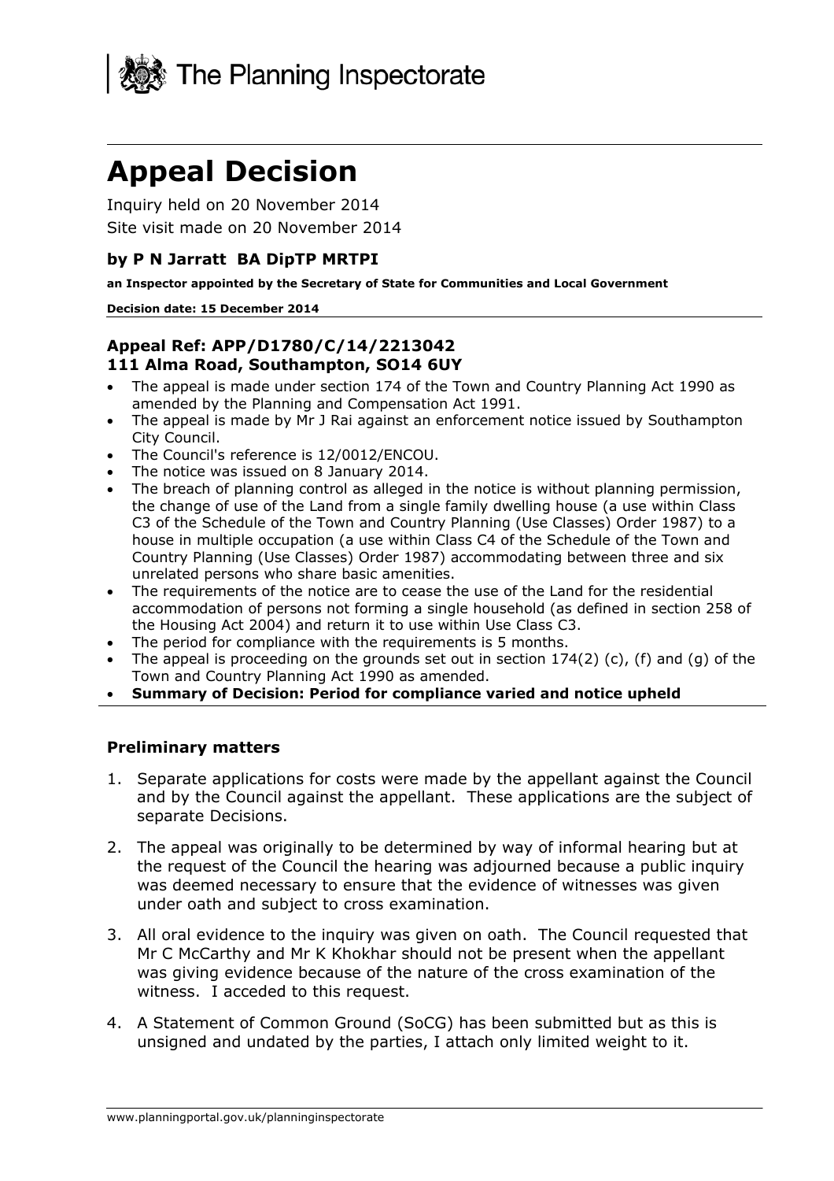The Planning Inspectorate

# Appeal Decision

Inquiry held on 20 November 2014

Site visit made on 20 November 2014

### by P N Jarratt BA DipTP MRTPI

**an Inspector appointed by the Secretary of State for Communities and Local Government**

**Decision date: 15 December 2014**

### Appeal Ref: APP/D1780/C/14/2213042
### 111 Alma Road, Southampton, SO14 6UY

- The appeal is made under section 174 of the Town and Country Planning Act 1990 as amended by the Planning and Compensation Act 1991.
- The appeal is made by Mr J Rai against an enforcement notice issued by Southampton City Council.
- The Council's reference is 12/0012/ENCOU.
- The notice was issued on 8 January 2014.
- The breach of planning control as alleged in the notice is without planning permission, the change of use of the Land from a single family dwelling house (a use within Class C3 of the Schedule of the Town and Country Planning (Use Classes) Order 1987) to a house in multiple occupation (a use within Class C4 of the Schedule of the Town and Country Planning (Use Classes) Order 1987) accommodating between three and six unrelated persons who share basic amenities.
- The requirements of the notice are to cease the use of the Land for the residential accommodation of persons not forming a single household (as defined in section 258 of the Housing Act 2004) and return it to use within Use Class C3.
- The period for compliance with the requirements is 5 months.
- The appeal is proceeding on the grounds set out in section 174(2) (c), (f) and (g) of the Town and Country Planning Act 1990 as amended.
- **Summary of Decision: Period for compliance varied and notice upheld**

### Preliminary matters

1. Separate applications for costs were made by the appellant against the Council and by the Council against the appellant. These applications are the subject of separate Decisions.
2. The appeal was originally to be determined by way of informal hearing but at the request of the Council the hearing was adjourned because a public inquiry was deemed necessary to ensure that the evidence of witnesses was given under oath and subject to cross examination.
3. All oral evidence to the inquiry was given on oath. The Council requested that Mr C McCarthy and Mr K Khokhar should not be present when the appellant was giving evidence because of the nature of the cross examination of the witness. I acceded to this request.
4. A Statement of Common Ground (SoCG) has been submitted but as this is unsigned and undated by the parties, I attach only limited weight to it.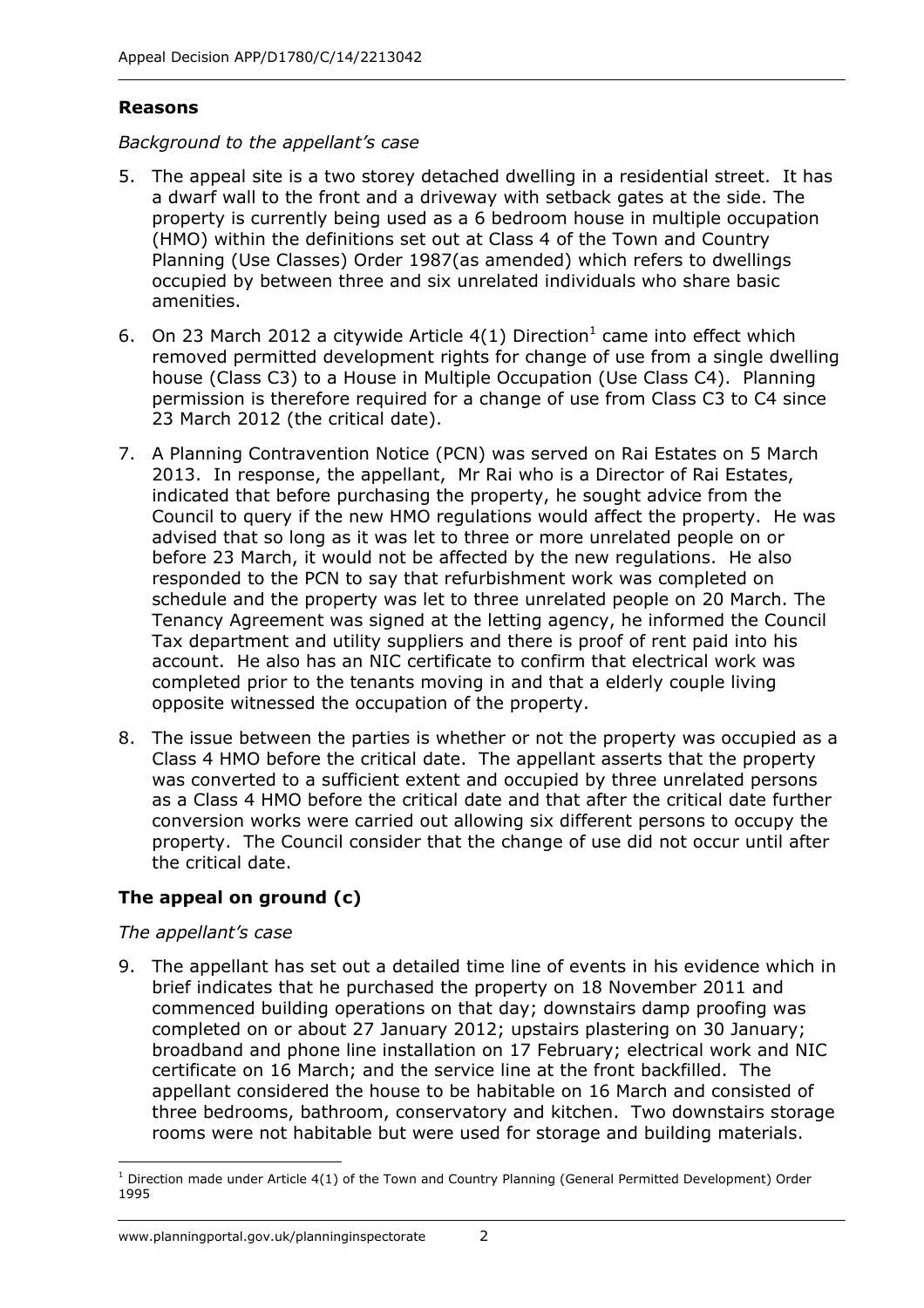## Reasons

*Background to the appellant's case*

5. The appeal site is a two storey detached dwelling in a residential street. It has a dwarf wall to the front and a driveway with setback gates at the side. The property is currently being used as a 6 bedroom house in multiple occupation (HMO) within the definitions set out at Class 4 of the Town and Country Planning (Use Classes) Order 1987(as amended) which refers to dwellings occupied by between three and six unrelated individuals who share basic amenities.

6. On 23 March 2012 a citywide Article 4(1) Direction[1] came into effect which removed permitted development rights for change of use from a single dwelling house (Class C3) to a House in Multiple Occupation (Use Class C4). Planning permission is therefore required for a change of use from Class C3 to C4 since 23 March 2012 (the critical date).

7. A Planning Contravention Notice (PCN) was served on Rai Estates on 5 March 2013. In response, the appellant, Mr Rai who is a Director of Rai Estates, indicated that before purchasing the property, he sought advice from the Council to query if the new HMO regulations would affect the property. He was advised that so long as it was let to three or more unrelated people on or before 23 March, it would not be affected by the new regulations. He also responded to the PCN to say that refurbishment work was completed on schedule and the property was let to three unrelated people on 20 March. The Tenancy Agreement was signed at the letting agency, he informed the Council Tax department and utility suppliers and there is proof of rent paid into his account. He also has an NIC certificate to confirm that electrical work was completed prior to the tenants moving in and that a elderly couple living opposite witnessed the occupation of the property.

8. The issue between the parties is whether or not the property was occupied as a Class 4 HMO before the critical date. The appellant asserts that the property was converted to a sufficient extent and occupied by three unrelated persons as a Class 4 HMO before the critical date and that after the critical date further conversion works were carried out allowing six different persons to occupy the property. The Council consider that the change of use did not occur until after the critical date.

## The appeal on ground (c)

*The appellant's case*

9. The appellant has set out a detailed time line of events in his evidence which in brief indicates that he purchased the property on 18 November 2011 and commenced building operations on that day; downstairs damp proofing was completed on or about 27 January 2012; upstairs plastering on 30 January; broadband and phone line installation on 17 February; electrical work and NIC certificate on 16 March; and the service line at the front backfilled. The appellant considered the house to be habitable on 16 March and consisted of three bedrooms, bathroom, conservatory and kitchen. Two downstairs storage rooms were not habitable but were used for storage and building materials.

---

[1] Direction made under Article 4(1) of the Town and Country Planning (General Permitted Development) Order 1995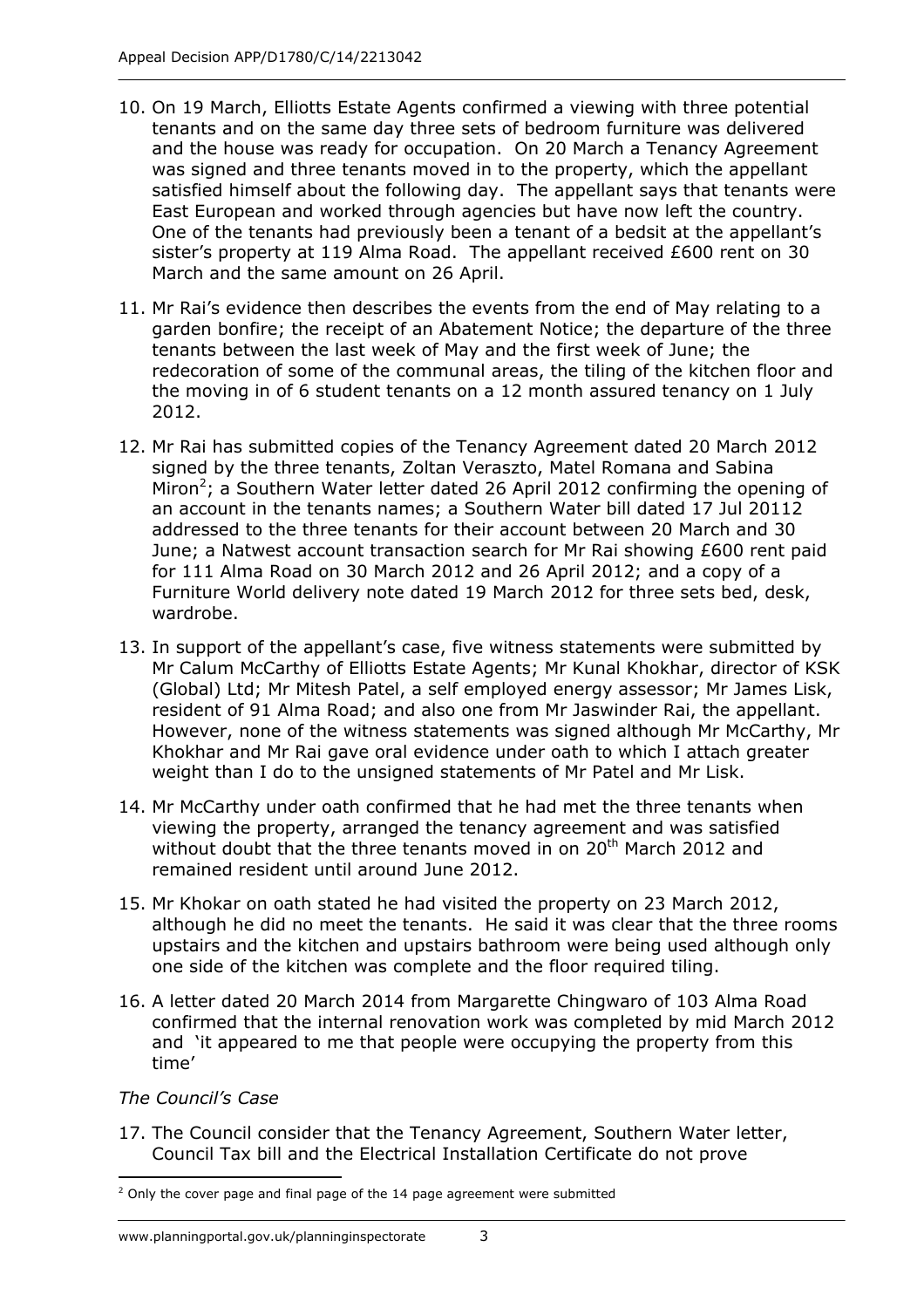10. On 19 March, Elliotts Estate Agents confirmed a viewing with three potential tenants and on the same day three sets of bedroom furniture was delivered and the house was ready for occupation. On 20 March a Tenancy Agreement was signed and three tenants moved in to the property, which the appellant satisfied himself about the following day. The appellant says that tenants were East European and worked through agencies but have now left the country. One of the tenants had previously been a tenant of a bedsit at the appellant's sister's property at 119 Alma Road. The appellant received £600 rent on 30 March and the same amount on 26 April.

11. Mr Rai's evidence then describes the events from the end of May relating to a garden bonfire; the receipt of an Abatement Notice; the departure of the three tenants between the last week of May and the first week of June; the redecoration of some of the communal areas, the tiling of the kitchen floor and the moving in of 6 student tenants on a 12 month assured tenancy on 1 July 2012.

12. Mr Rai has submitted copies of the Tenancy Agreement dated 20 March 2012 signed by the three tenants, Zoltan Veraszto, Matel Romana and Sabina Miron[2]; a Southern Water letter dated 26 April 2012 confirming the opening of an account in the tenants names; a Southern Water bill dated 17 Jul 20112 addressed to the three tenants for their account between 20 March and 30 June; a Natwest account transaction search for Mr Rai showing £600 rent paid for 111 Alma Road on 30 March 2012 and 26 April 2012; and a copy of a Furniture World delivery note dated 19 March 2012 for three sets bed, desk, wardrobe.

13. In support of the appellant's case, five witness statements were submitted by Mr Calum McCarthy of Elliotts Estate Agents; Mr Kunal Khokhar, director of KSK (Global) Ltd; Mr Mitesh Patel, a self employed energy assessor; Mr James Lisk, resident of 91 Alma Road; and also one from Mr Jaswinder Rai, the appellant. However, none of the witness statements was signed although Mr McCarthy, Mr Khokhar and Mr Rai gave oral evidence under oath to which I attach greater weight than I do to the unsigned statements of Mr Patel and Mr Lisk.

14. Mr McCarthy under oath confirmed that he had met the three tenants when viewing the property, arranged the tenancy agreement and was satisfied without doubt that the three tenants moved in on 20th March 2012 and remained resident until around June 2012.

15. Mr Khokar on oath stated he had visited the property on 23 March 2012, although he did no meet the tenants. He said it was clear that the three rooms upstairs and the kitchen and upstairs bathroom were being used although only one side of the kitchen was complete and the floor required tiling.

16. A letter dated 20 March 2014 from Margarette Chingwaro of 103 Alma Road confirmed that the internal renovation work was completed by mid March 2012 and 'it appeared to me that people were occupying the property from this time'

*The Council's Case*

17. The Council consider that the Tenancy Agreement, Southern Water letter, Council Tax bill and the Electrical Installation Certificate do not prove

---

[2] Only the cover page and final page of the 14 page agreement were submitted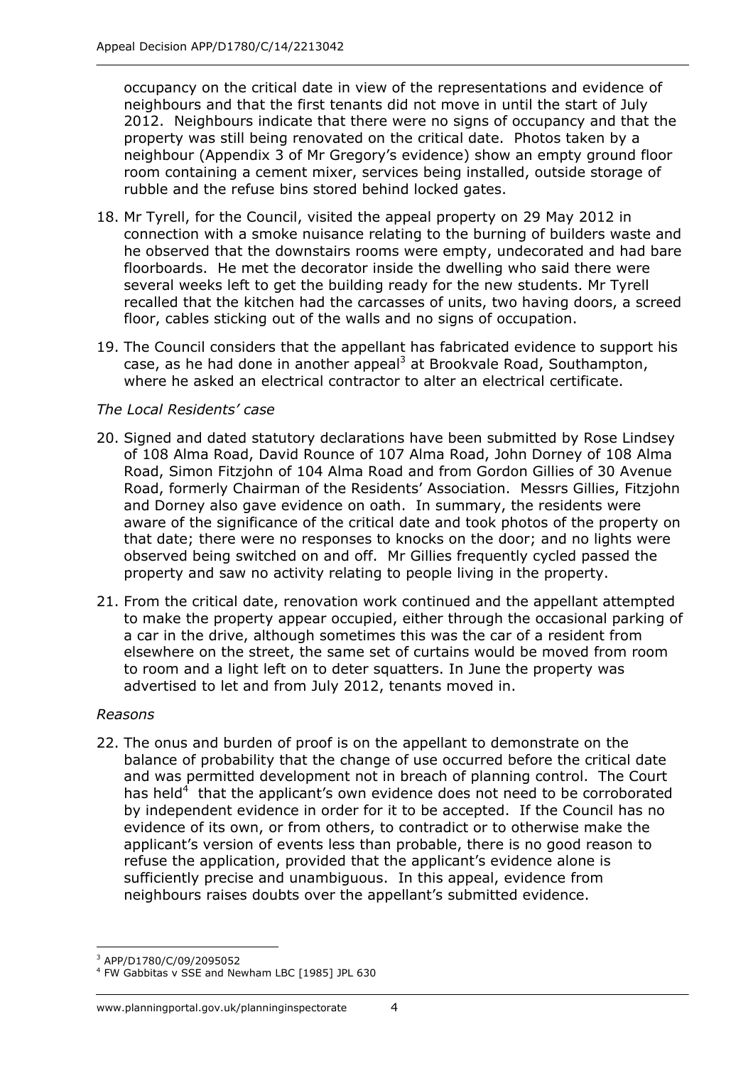occupancy on the critical date in view of the representations and evidence of neighbours and that the first tenants did not move in until the start of July 2012. Neighbours indicate that there were no signs of occupancy and that the property was still being renovated on the critical date. Photos taken by a neighbour (Appendix 3 of Mr Gregory's evidence) show an empty ground floor room containing a cement mixer, services being installed, outside storage of rubble and the refuse bins stored behind locked gates.

18. Mr Tyrell, for the Council, visited the appeal property on 29 May 2012 in connection with a smoke nuisance relating to the burning of builders waste and he observed that the downstairs rooms were empty, undecorated and had bare floorboards. He met the decorator inside the dwelling who said there were several weeks left to get the building ready for the new students. Mr Tyrell recalled that the kitchen had the carcasses of units, two having doors, a screed floor, cables sticking out of the walls and no signs of occupation.

19. The Council considers that the appellant has fabricated evidence to support his case, as he had done in another appeal[3] at Brookvale Road, Southampton, where he asked an electrical contractor to alter an electrical certificate.

*The Local Residents' case*

20. Signed and dated statutory declarations have been submitted by Rose Lindsey of 108 Alma Road, David Rounce of 107 Alma Road, John Dorney of 108 Alma Road, Simon Fitzjohn of 104 Alma Road and from Gordon Gillies of 30 Avenue Road, formerly Chairman of the Residents' Association. Messrs Gillies, Fitzjohn and Dorney also gave evidence on oath. In summary, the residents were aware of the significance of the critical date and took photos of the property on that date; there were no responses to knocks on the door; and no lights were observed being switched on and off. Mr Gillies frequently cycled passed the property and saw no activity relating to people living in the property.

21. From the critical date, renovation work continued and the appellant attempted to make the property appear occupied, either through the occasional parking of a car in the drive, although sometimes this was the car of a resident from elsewhere on the street, the same set of curtains would be moved from room to room and a light left on to deter squatters. In June the property was advertised to let and from July 2012, tenants moved in.

*Reasons*

22. The onus and burden of proof is on the appellant to demonstrate on the balance of probability that the change of use occurred before the critical date and was permitted development not in breach of planning control. The Court has held[4] that the applicant's own evidence does not need to be corroborated by independent evidence in order for it to be accepted. If the Council has no evidence of its own, or from others, to contradict or to otherwise make the applicant's version of events less than probable, there is no good reason to refuse the application, provided that the applicant's evidence alone is sufficiently precise and unambiguous. In this appeal, evidence from neighbours raises doubts over the appellant's submitted evidence.

---

[3] APP/D1780/C/09/2095052

[4] FW Gabbitas v SSE and Newham LBC [1985] JPL 630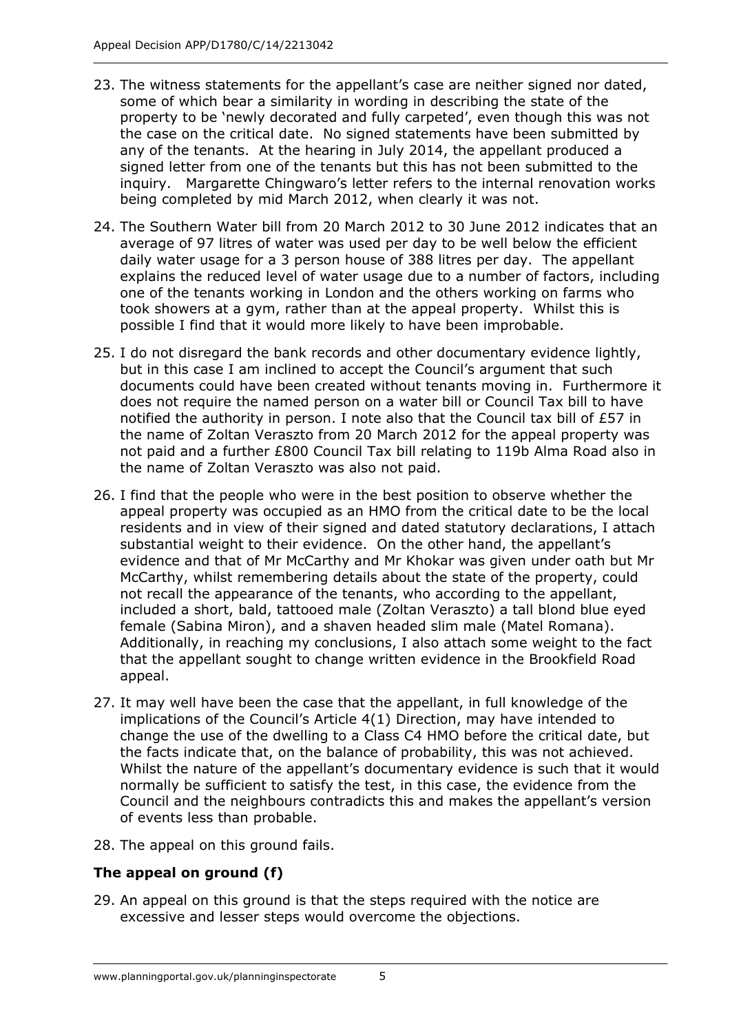23. The witness statements for the appellant's case are neither signed nor dated, some of which bear a similarity in wording in describing the state of the property to be 'newly decorated and fully carpeted', even though this was not the case on the critical date. No signed statements have been submitted by any of the tenants. At the hearing in July 2014, the appellant produced a signed letter from one of the tenants but this has not been submitted to the inquiry. Margarette Chingwaro's letter refers to the internal renovation works being completed by mid March 2012, when clearly it was not.

24. The Southern Water bill from 20 March 2012 to 30 June 2012 indicates that an average of 97 litres of water was used per day to be well below the efficient daily water usage for a 3 person house of 388 litres per day. The appellant explains the reduced level of water usage due to a number of factors, including one of the tenants working in London and the others working on farms who took showers at a gym, rather than at the appeal property. Whilst this is possible I find that it would more likely to have been improbable.

25. I do not disregard the bank records and other documentary evidence lightly, but in this case I am inclined to accept the Council's argument that such documents could have been created without tenants moving in. Furthermore it does not require the named person on a water bill or Council Tax bill to have notified the authority in person. I note also that the Council tax bill of £57 in the name of Zoltan Veraszto from 20 March 2012 for the appeal property was not paid and a further £800 Council Tax bill relating to 119b Alma Road also in the name of Zoltan Veraszto was also not paid.

26. I find that the people who were in the best position to observe whether the appeal property was occupied as an HMO from the critical date to be the local residents and in view of their signed and dated statutory declarations, I attach substantial weight to their evidence. On the other hand, the appellant's evidence and that of Mr McCarthy and Mr Khokar was given under oath but Mr McCarthy, whilst remembering details about the state of the property, could not recall the appearance of the tenants, who according to the appellant, included a short, bald, tattooed male (Zoltan Veraszto) a tall blond blue eyed female (Sabina Miron), and a shaven headed slim male (Matel Romana). Additionally, in reaching my conclusions, I also attach some weight to the fact that the appellant sought to change written evidence in the Brookfield Road appeal.

27. It may well have been the case that the appellant, in full knowledge of the implications of the Council's Article 4(1) Direction, may have intended to change the use of the dwelling to a Class C4 HMO before the critical date, but the facts indicate that, on the balance of probability, this was not achieved. Whilst the nature of the appellant's documentary evidence is such that it would normally be sufficient to satisfy the test, in this case, the evidence from the Council and the neighbours contradicts this and makes the appellant's version of events less than probable.

28. The appeal on this ground fails.

## The appeal on ground (f)

29. An appeal on this ground is that the steps required with the notice are excessive and lesser steps would overcome the objections.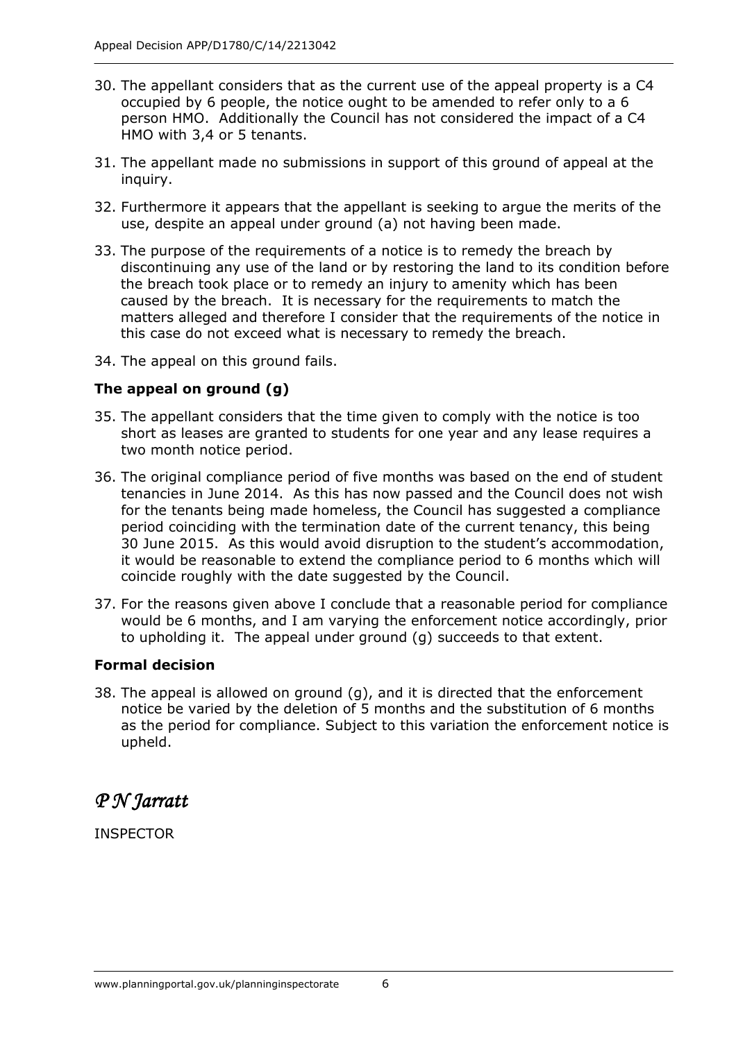30. The appellant considers that as the current use of the appeal property is a C4 occupied by 6 people, the notice ought to be amended to refer only to a 6 person HMO. Additionally the Council has not considered the impact of a C4 HMO with 3,4 or 5 tenants.

31. The appellant made no submissions in support of this ground of appeal at the inquiry.

32. Furthermore it appears that the appellant is seeking to argue the merits of the use, despite an appeal under ground (a) not having been made.

33. The purpose of the requirements of a notice is to remedy the breach by discontinuing any use of the land or by restoring the land to its condition before the breach took place or to remedy an injury to amenity which has been caused by the breach. It is necessary for the requirements to match the matters alleged and therefore I consider that the requirements of the notice in this case do not exceed what is necessary to remedy the breach.

34. The appeal on this ground fails.

### The appeal on ground (g)

35. The appellant considers that the time given to comply with the notice is too short as leases are granted to students for one year and any lease requires a two month notice period.

36. The original compliance period of five months was based on the end of student tenancies in June 2014. As this has now passed and the Council does not wish for the tenants being made homeless, the Council has suggested a compliance period coinciding with the termination date of the current tenancy, this being 30 June 2015. As this would avoid disruption to the student's accommodation, it would be reasonable to extend the compliance period to 6 months which will coincide roughly with the date suggested by the Council.

37. For the reasons given above I conclude that a reasonable period for compliance would be 6 months, and I am varying the enforcement notice accordingly, prior to upholding it. The appeal under ground (g) succeeds to that extent.

### Formal decision

38. The appeal is allowed on ground (g), and it is directed that the enforcement notice be varied by the deletion of 5 months and the substitution of 6 months as the period for compliance. Subject to this variation the enforcement notice is upheld.

*P N Jarratt*

INSPECTOR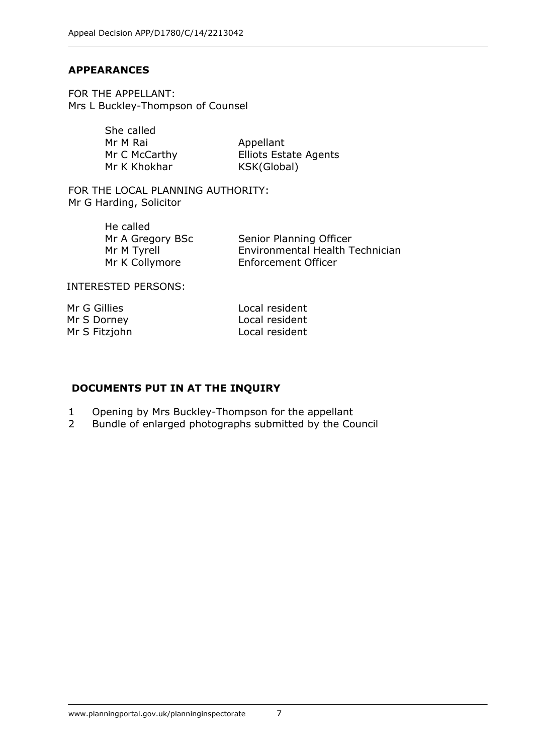## APPEARANCES

FOR THE APPELLANT:
Mrs L Buckley-Thompson of Counsel

| | |
|---|---|
| She called | |
| Mr M Rai | Appellant |
| Mr C McCarthy | Elliots Estate Agents |
| Mr K Khokhar | KSK(Global) |

FOR THE LOCAL PLANNING AUTHORITY:
Mr G Harding, Solicitor

| | |
|---|---|
| He called | |
| Mr A Gregory BSc | Senior Planning Officer |
| Mr M Tyrell | Environmental Health Technician |
| Mr K Collymore | Enforcement Officer |

INTERESTED PERSONS:

| | |
|---|---|
| Mr G Gillies | Local resident |
| Mr S Dorney | Local resident |
| Mr S Fitzjohn | Local resident |

## DOCUMENTS PUT IN AT THE INQUIRY

1 Opening by Mrs Buckley-Thompson for the appellant
2 Bundle of enlarged photographs submitted by the Council